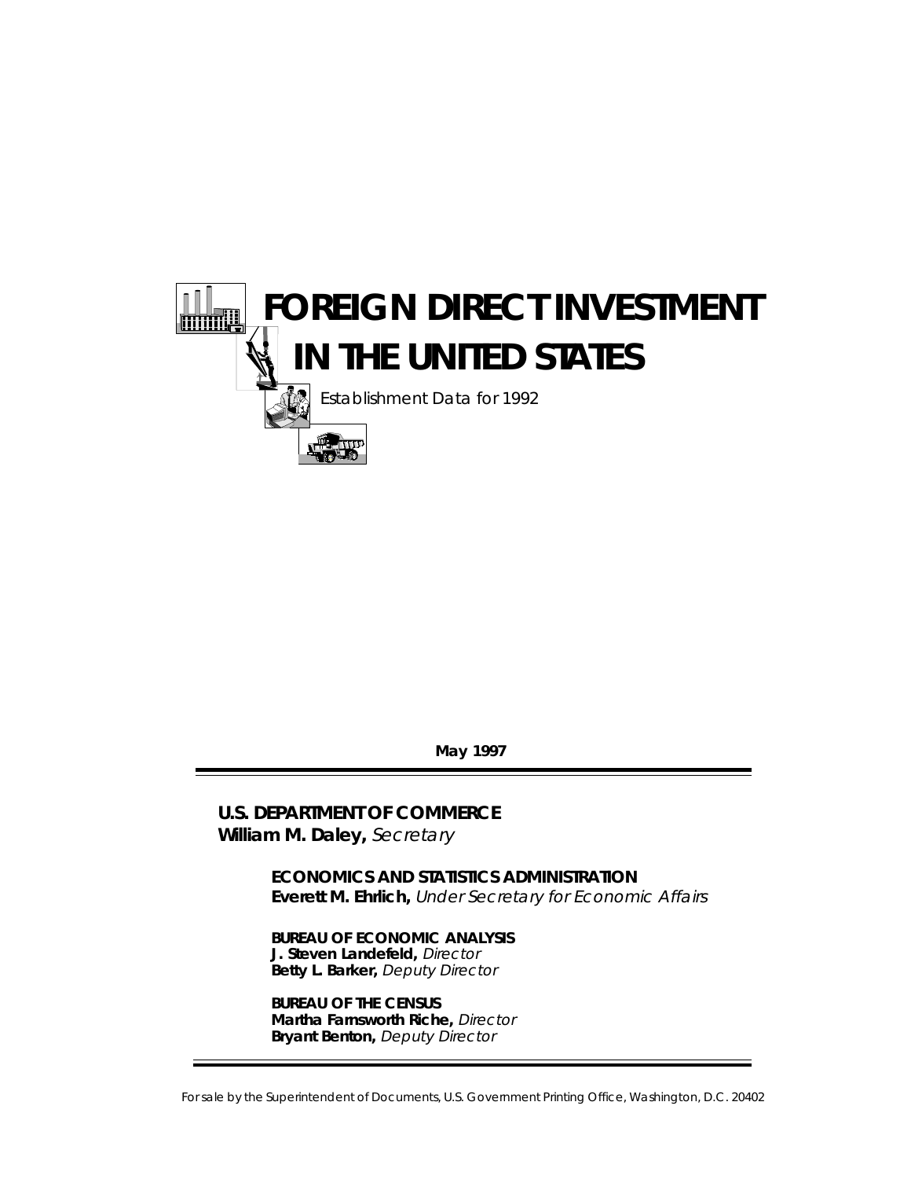# FOREIGN DIRECT INVESTMENT IN THE UNITED STATES

*Establishment Data for 1992*

**May 1997**

**U.S. DEPARTMENT OF COMMERCE**
**William M. Daley,** *Secretary*

**ECONOMICS AND STATISTICS ADMINISTRATION**
**Everett M. Ehrlich,** *Under Secretary for Economic Affairs*

**BUREAU OF ECONOMIC ANALYSIS**
**J. Steven Landefeld,** *Director*
**Betty L. Barker,** *Deputy Director*

**BUREAU OF THE CENSUS**
**Martha Farnsworth Riche,** *Director*
**Bryant Benton,** *Deputy Director*

For sale by the Superintendent of Documents, U.S. Government Printing Office, Washington, D.C. 20402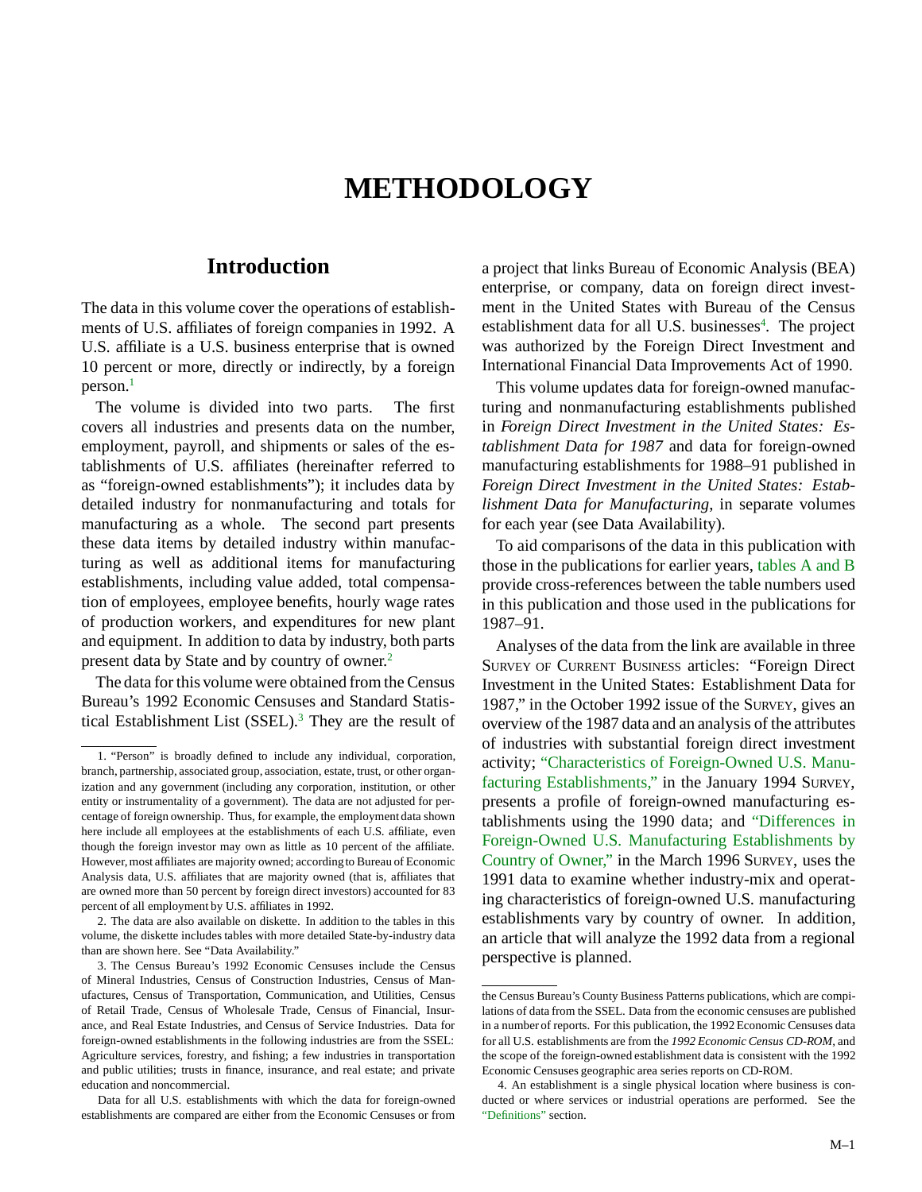# METHODOLOGY

## Introduction

The data in this volume cover the operations of establishments of U.S. affiliates of foreign companies in 1992. A U.S. affiliate is a U.S. business enterprise that is owned 10 percent or more, directly or indirectly, by a foreign person.[1]

The volume is divided into two parts. The first covers all industries and presents data on the number, employment, payroll, and shipments or sales of the establishments of U.S. affiliates (hereinafter referred to as "foreign-owned establishments"); it includes data by detailed industry for nonmanufacturing and totals for manufacturing as a whole. The second part presents these data items by detailed industry within manufacturing as well as additional items for manufacturing establishments, including value added, total compensation of employees, employee benefits, hourly wage rates of production workers, and expenditures for new plant and equipment. In addition to data by industry, both parts present data by State and by country of owner.[2]

The data for this volume were obtained from the Census Bureau's 1992 Economic Censuses and Standard Statistical Establishment List (SSEL).[3] They are the result of a project that links Bureau of Economic Analysis (BEA) enterprise, or company, data on foreign direct investment in the United States with Bureau of the Census establishment data for all U.S. businesses[4]. The project was authorized by the Foreign Direct Investment and International Financial Data Improvements Act of 1990.

This volume updates data for foreign-owned manufacturing and nonmanufacturing establishments published in *Foreign Direct Investment in the United States: Establishment Data for 1987* and data for foreign-owned manufacturing establishments for 1988–91 published in *Foreign Direct Investment in the United States: Establishment Data for Manufacturing*, in separate volumes for each year (see Data Availability).

To aid comparisons of the data in this publication with those in the publications for earlier years, tables A and B provide cross-references between the table numbers used in this publication and those used in the publications for 1987–91.

Analyses of the data from the link are available in three Survey of Current Business articles: "Foreign Direct Investment in the United States: Establishment Data for 1987," in the October 1992 issue of the Survey, gives an overview of the 1987 data and an analysis of the attributes of industries with substantial foreign direct investment activity; "Characteristics of Foreign-Owned U.S. Manufacturing Establishments," in the January 1994 Survey, presents a profile of foreign-owned manufacturing establishments using the 1990 data; and "Differences in Foreign-Owned U.S. Manufacturing Establishments by Country of Owner," in the March 1996 Survey, uses the 1991 data to examine whether industry-mix and operating characteristics of foreign-owned U.S. manufacturing establishments vary by country of owner. In addition, an article that will analyze the 1992 data from a regional perspective is planned.

---

1. "Person" is broadly defined to include any individual, corporation, branch, partnership, associated group, association, estate, trust, or other organization and any government (including any corporation, institution, or other entity or instrumentality of a government). The data are not adjusted for percentage of foreign ownership. Thus, for example, the employment data shown here include all employees at the establishments of each U.S. affiliate, even though the foreign investor may own as little as 10 percent of the affiliate. However, most affiliates are majority owned; according to Bureau of Economic Analysis data, U.S. affiliates that are majority owned (that is, affiliates that are owned more than 50 percent by foreign direct investors) accounted for 83 percent of all employment by U.S. affiliates in 1992.

2. The data are also available on diskette. In addition to the tables in this volume, the diskette includes tables with more detailed State-by-industry data than are shown here. See "Data Availability."

3. The Census Bureau's 1992 Economic Censuses include the Census of Mineral Industries, Census of Construction Industries, Census of Manufactures, Census of Transportation, Communication, and Utilities, Census of Retail Trade, Census of Wholesale Trade, Census of Financial, Insurance, and Real Estate Industries, and Census of Service Industries. Data for foreign-owned establishments in the following industries are from the SSEL: Agriculture services, forestry, and fishing; a few industries in transportation and public utilities; trusts in finance, insurance, and real estate; and private education and noncommercial.

Data for all U.S. establishments with which the data for foreign-owned establishments are compared are either from the Economic Censuses or from the Census Bureau's County Business Patterns publications, which are compilations of data from the SSEL. Data from the economic censuses are published in a number of reports. For this publication, the 1992 Economic Censuses data for all U.S. establishments are from the *1992 Economic Census CD-ROM*, and the scope of the foreign-owned establishment data is consistent with the 1992 Economic Censuses geographic area series reports on CD-ROM.

4. An establishment is a single physical location where business is conducted or where services or industrial operations are performed. See the "Definitions" section.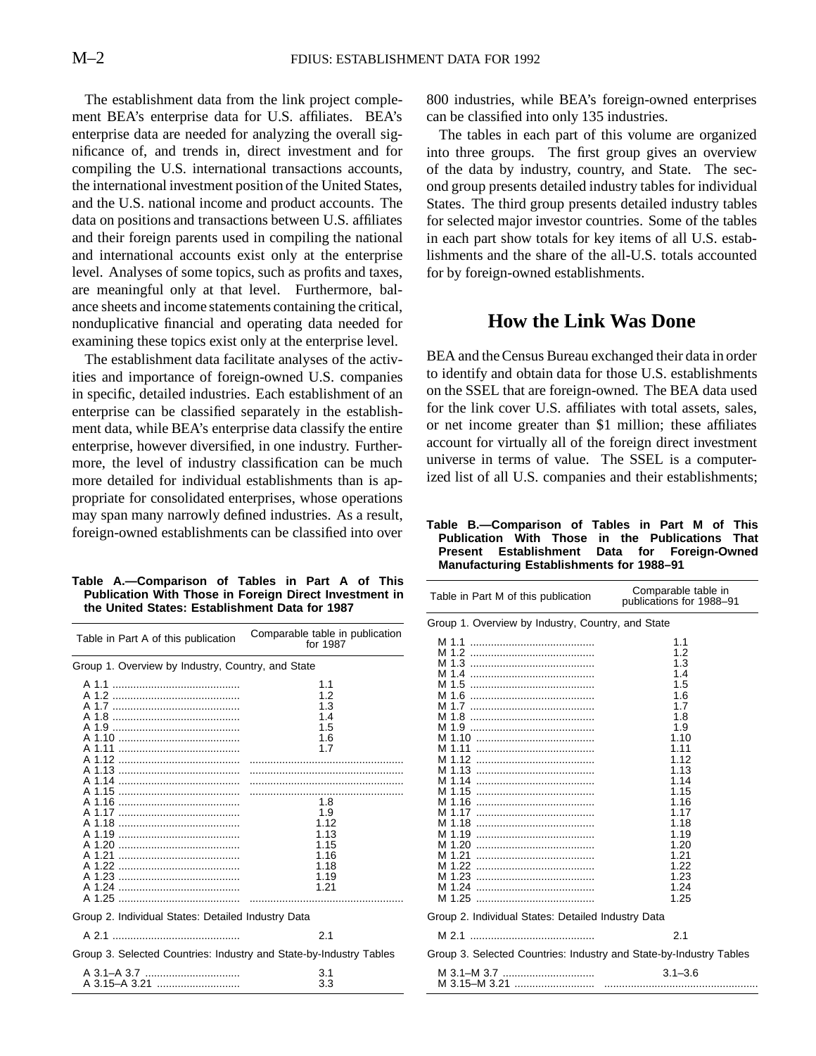The establishment data from the link project complement BEA's enterprise data for U.S. affiliates. BEA's enterprise data are needed for analyzing the overall significance of, and trends in, direct investment and for compiling the U.S. international transactions accounts, the international investment position of the United States, and the U.S. national income and product accounts. The data on positions and transactions between U.S. affiliates and their foreign parents used in compiling the national and international accounts exist only at the enterprise level. Analyses of some topics, such as profits and taxes, are meaningful only at that level. Furthermore, balance sheets and income statements containing the critical, nonduplicative financial and operating data needed for examining these topics exist only at the enterprise level.

The establishment data facilitate analyses of the activities and importance of foreign-owned U.S. companies in specific, detailed industries. Each establishment of an enterprise can be classified separately in the establishment data, while BEA's enterprise data classify the entire enterprise, however diversified, in one industry. Furthermore, the level of industry classification can be much more detailed for individual establishments than is appropriate for consolidated enterprises, whose operations may span many narrowly defined industries. As a result, foreign-owned establishments can be classified into over 800 industries, while BEA's foreign-owned enterprises can be classified into only 135 industries.

The tables in each part of this volume are organized into three groups. The first group gives an overview of the data by industry, country, and State. The second group presents detailed industry tables for individual States. The third group presents detailed industry tables for selected major investor countries. Some of the tables in each part show totals for key items of all U.S. establishments and the share of the all-U.S. totals accounted for by foreign-owned establishments.

**Table A.—Comparison of Tables in Part A of This Publication With Those in Foreign Direct Investment in the United States: Establishment Data for 1987**

| Table in Part A of this publication | Comparable table in publication for 1987 |
|---|---|
| Group 1. Overview by Industry, Country, and State | |
| A 1.1 | 1.1 |
| A 1.2 | 1.2 |
| A 1.7 | 1.3 |
| A 1.8 | 1.4 |
| A 1.9 | 1.5 |
| A 1.10 | 1.6 |
| A 1.11 | 1.7 |
| A 1.12 | ...... |
| A 1.13 | ...... |
| A 1.14 | ...... |
| A 1.15 | ...... |
| A 1.16 | 1.8 |
| A 1.17 | 1.9 |
| A 1.18 | 1.12 |
| A 1.19 | 1.13 |
| A 1.20 | 1.15 |
| A 1.21 | 1.16 |
| A 1.22 | 1.18 |
| A 1.23 | 1.19 |
| A 1.24 | 1.21 |
| A 1.25 | ...... |
| Group 2. Individual States: Detailed Industry Data | |
| A 2.1 | 2.1 |
| Group 3. Selected Countries: Industry and State-by-Industry Tables | |
| A 3.1–A 3.7 | 3.1 |
| A 3.15–A 3.21 | 3.3 |

## How the Link Was Done

BEA and the Census Bureau exchanged their data in order to identify and obtain data for those U.S. establishments on the SSEL that are foreign-owned. The BEA data used for the link cover U.S. affiliates with total assets, sales, or net income greater than $1 million; these affiliates account for virtually all of the foreign direct investment universe in terms of value. The SSEL is a computerized list of all U.S. companies and their establishments;

**Table B.—Comparison of Tables in Part M of This Publication With Those in the Publications That Present Establishment Data for Foreign-Owned Manufacturing Establishments for 1988–91**

| Table in Part M of this publication | Comparable table in publications for 1988–91 |
|---|---|
| Group 1. Overview by Industry, Country, and State | |
| M 1.1 | 1.1 |
| M 1.2 | 1.2 |
| M 1.3 | 1.3 |
| M 1.4 | 1.4 |
| M 1.5 | 1.5 |
| M 1.6 | 1.6 |
| M 1.7 | 1.7 |
| M 1.8 | 1.8 |
| M 1.9 | 1.9 |
| M 1.10 | 1.10 |
| M 1.11 | 1.11 |
| M 1.12 | 1.12 |
| M 1.13 | 1.13 |
| M 1.14 | 1.14 |
| M 1.15 | 1.15 |
| M 1.16 | 1.16 |
| M 1.17 | 1.17 |
| M 1.18 | 1.18 |
| M 1.19 | 1.19 |
| M 1.20 | 1.20 |
| M 1.21 | 1.21 |
| M 1.22 | 1.22 |
| M 1.23 | 1.23 |
| M 1.24 | 1.24 |
| M 1.25 | 1.25 |
| Group 2. Individual States: Detailed Industry Data | |
| M 2.1 | 2.1 |
| Group 3. Selected Countries: Industry and State-by-Industry Tables | |
| M 3.1–M 3.7 | 3.1–3.6 |
| M 3.15–M 3.21 | ...... |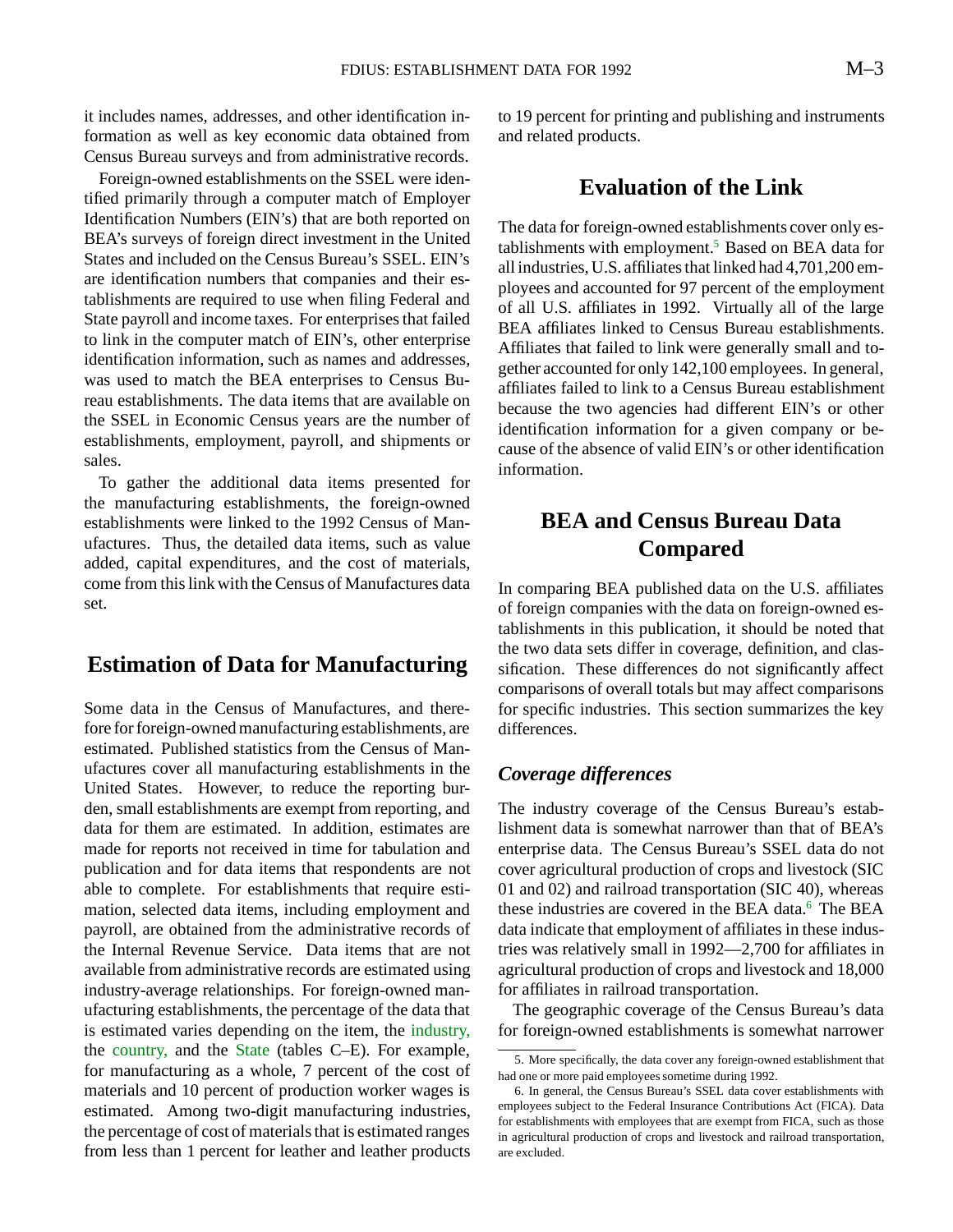it includes names, addresses, and other identification information as well as key economic data obtained from Census Bureau surveys and from administrative records.

Foreign-owned establishments on the SSEL were identified primarily through a computer match of Employer Identification Numbers (EIN's) that are both reported on BEA's surveys of foreign direct investment in the United States and included on the Census Bureau's SSEL. EIN's are identification numbers that companies and their establishments are required to use when filing Federal and State payroll and income taxes. For enterprises that failed to link in the computer match of EIN's, other enterprise identification information, such as names and addresses, was used to match the BEA enterprises to Census Bureau establishments. The data items that are available on the SSEL in Economic Census years are the number of establishments, employment, payroll, and shipments or sales.

To gather the additional data items presented for the manufacturing establishments, the foreign-owned establishments were linked to the 1992 Census of Manufactures. Thus, the detailed data items, such as value added, capital expenditures, and the cost of materials, come from this link with the Census of Manufactures data set.

## Estimation of Data for Manufacturing

Some data in the Census of Manufactures, and therefore for foreign-owned manufacturing establishments, are estimated. Published statistics from the Census of Manufactures cover all manufacturing establishments in the United States. However, to reduce the reporting burden, small establishments are exempt from reporting, and data for them are estimated. In addition, estimates are made for reports not received in time for tabulation and publication and for data items that respondents are not able to complete. For establishments that require estimation, selected data items, including employment and payroll, are obtained from the administrative records of the Internal Revenue Service. Data items that are not available from administrative records are estimated using industry-average relationships. For foreign-owned manufacturing establishments, the percentage of the data that is estimated varies depending on the item, the industry, the country, and the State (tables C–E). For example, for manufacturing as a whole, 7 percent of the cost of materials and 10 percent of production worker wages is estimated. Among two-digit manufacturing industries, the percentage of cost of materials that is estimated ranges from less than 1 percent for leather and leather products to 19 percent for printing and publishing and instruments and related products.

## Evaluation of the Link

The data for foreign-owned establishments cover only establishments with employment.[5] Based on BEA data for all industries, U.S. affiliates that linked had 4,701,200 employees and accounted for 97 percent of the employment of all U.S. affiliates in 1992. Virtually all of the large BEA affiliates linked to Census Bureau establishments. Affiliates that failed to link were generally small and together accounted for only 142,100 employees. In general, affiliates failed to link to a Census Bureau establishment because the two agencies had different EIN's or other identification information for a given company or because of the absence of valid EIN's or other identification information.

## BEA and Census Bureau Data Compared

In comparing BEA published data on the U.S. affiliates of foreign companies with the data on foreign-owned establishments in this publication, it should be noted that the two data sets differ in coverage, definition, and classification. These differences do not significantly affect comparisons of overall totals but may affect comparisons for specific industries. This section summarizes the key differences.

### *Coverage differences*

The industry coverage of the Census Bureau's establishment data is somewhat narrower than that of BEA's enterprise data. The Census Bureau's SSEL data do not cover agricultural production of crops and livestock (SIC 01 and 02) and railroad transportation (SIC 40), whereas these industries are covered in the BEA data.[6] The BEA data indicate that employment of affiliates in these industries was relatively small in 1992—2,700 for affiliates in agricultural production of crops and livestock and 18,000 for affiliates in railroad transportation.

The geographic coverage of the Census Bureau's data for foreign-owned establishments is somewhat narrower

---

5. More specifically, the data cover any foreign-owned establishment that had one or more paid employees sometime during 1992.

6. In general, the Census Bureau's SSEL data cover establishments with employees subject to the Federal Insurance Contributions Act (FICA). Data for establishments with employees that are exempt from FICA, such as those in agricultural production of crops and livestock and railroad transportation, are excluded.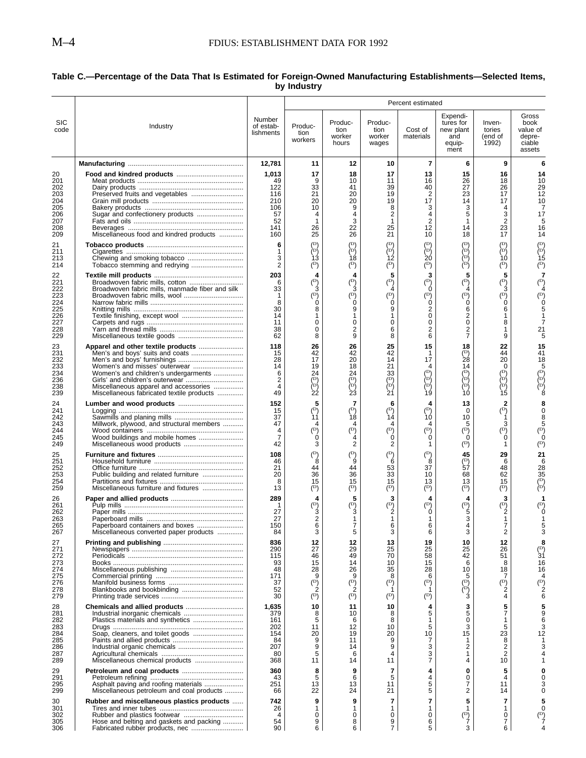**Table C.—Percentage of the Data That Is Estimated for Foreign-Owned Manufacturing Establishments—Selected Items, by Industry**

| SIC code | Industry | Number of estab-lishments | Percent estimated | | | | | | |
|---|---|---|---|---|---|---|---|---|---|
| | | | Produc-tion workers | Produc-tion worker hours | Produc-tion worker wages | Cost of materials | Expendi-tures for new plant and equip-ment | Inven-tories (end of 1992) | Gross book value of depre-ciable assets |
| | **Manufacturing** | **12,781** | **11** | **12** | **10** | **7** | **6** | **9** | **6** |
| 20 | **Food and kindred products** | **1,013** | **17** | **18** | **17** | **13** | **15** | **16** | **14** |
| 201 | Meat products | 49 | 9 | 10 | 11 | 16 | 26 | 18 | 10 |
| 202 | Dairy products | 122 | 33 | 41 | 39 | 40 | 27 | 26 | 29 |
| 203 | Preserved fruits and vegetables | 116 | 21 | 20 | 19 | 2 | 23 | 17 | 12 |
| 204 | Grain mill products | 210 | 20 | 20 | 19 | 17 | 14 | 17 | 10 |
| 205 | Bakery products | 106 | 10 | 9 | 8 | 3 | 3 | 4 | 7 |
| 206 | Sugar and confectionery products | 57 | 4 | 4 | 2 | 4 | 5 | 3 | 17 |
| 207 | Fats and oils | 52 | 1 | 3 | 1 | 2 | 1 | 2 | 5 |
| 208 | Beverages | 141 | 26 | 22 | 25 | 12 | 14 | 23 | 16 |
| 209 | Miscellaneous food and kindred products | 160 | 25 | 26 | 21 | 10 | 18 | 17 | 14 |
| 21 | **Tobacco products** | **6** | (D) | (D) | (D) | (D) | (D) | (D) | (D) |
| 211 | Cigarettes | 1 | (D) | (D) | (D) | (D) | (D) | (D) | (D) |
| 213 | Chewing and smoking tobacco | 3 | 13 | 18 | 12 | 20 | (D) | 10 | 15 |
| 214 | Tobacco stemming and redrying | 2 | (D) | (D) | (D) | (D) | (D) | (D) | (D) |
| 22 | **Textile mill products** | **203** | **4** | **4** | **5** | **3** | **5** | **5** | **7** |
| 221 | Broadwoven fabric mills, cotton | 6 | (D) | (D) | (D) | (D) | (D) | (D) | (D) |
| 222 | Broadwoven fabric mills, manmade fiber and silk | 33 | 3 | 3 | 4 | 0 | 4 | 3 | 4 |
| 223 | Broadwoven fabric mills, wool | 1 | (D) | (D) | (D) | (D) | (D) | (D) | (D) |
| 224 | Narrow fabric mills | 8 | 0 | 0 | 0 | 0 | 0 | 0 | 0 |
| 225 | Knitting mills | 30 | 8 | 9 | 9 | 2 | 6 | 6 | 5 |
| 226 | Textile finishing, except wool | 14 | 1 | 1 | 1 | 0 | 2 | 1 | 1 |
| 227 | Carpets and rugs | 11 | 0 | 0 | 0 | 0 | 0 | 8 | 7 |
| 228 | Yarn and thread mills | 38 | 0 | 2 | 6 | 2 | 2 | 1 | 21 |
| 229 | Miscellaneous textile goods | 62 | 8 | 9 | 8 | 6 | 7 | 9 | 5 |
| 23 | **Apparel and other textile products** | **118** | **26** | **26** | **25** | **15** | **18** | **22** | **15** |
| 231 | Men's and boys' suits and coats | 15 | 42 | 42 | 42 | 1 | (D) | 44 | 41 |
| 232 | Men's and boys' furnishings | 28 | 17 | 20 | 14 | 17 | 28 | 20 | 18 |
| 233 | Women's and misses' outerwear | 14 | 19 | 18 | 21 | 4 | 14 | 0 | 5 |
| 234 | Women's and children's undergarments | 6 | 24 | 24 | 33 | (D) | (D) | (D) | (D) |
| 236 | Girls' and children's outerwear | 2 | (D) | (D) | (D) | (D) | (D) | (D) | (D) |
| 238 | Miscellaneous apparel and accessories | 4 | (D) | (D) | (D) | (D) | (D) | (D) | (D) |
| 239 | Miscellaneous fabricated textile products | 49 | 22 | 23 | 21 | 19 | 10 | 15 | 8 |
| 24 | **Lumber and wood products** | **152** | **5** | **7** | **6** | **4** | **13** | **2** | **8** |
| 241 | Logging | 15 | (D) | (D) | (D) | (D) | 0 | (D) | 0 |
| 242 | Sawmills and planing mills | 37 | 11 | 18 | 14 | 10 | 10 | 1 | 8 |
| 243 | Millwork, plywood, and structural members | 47 | 4 | 4 | 4 | 4 | 5 | 3 | 5 |
| 244 | Wood containers | 4 | (D) | (D) | (D) | (D) | (D) | (D) | (D) |
| 245 | Wood buildings and mobile homes | 7 | 0 | 4 | 0 | 0 | 0 | 0 | 0 |
| 249 | Miscellaneous wood products | 42 | 3 | 2 | 2 | 1 | (D) | 1 | (D) |
| 25 | **Furniture and fixtures** | **108** | (D) | (D) | (D) | (D) | **45** | **29** | **21** |
| 251 | Household furniture | 46 | 8 | 9 | 6 | 8 | (D) | 6 | 6 |
| 252 | Office furniture | 21 | 44 | 44 | 53 | 37 | 57 | 48 | 28 |
| 253 | Public building and related furniture | 20 | 36 | 36 | 33 | 10 | 68 | 62 | 35 |
| 254 | Partitions and fixtures | 8 | 15 | 15 | 15 | 13 | 13 | 15 | (D) |
| 259 | Miscellaneous furniture and fixtures | 13 | (D) | (D) | (D) | (D) | (D) | (D) | (D) |
| 26 | **Paper and allied products** | **289** | **4** | **5** | **3** | **4** | **4** | **3** | **1** |
| 261 | Pulp mills | 1 | (D) | (D) | (D) | (D) | (D) | (D) | (D) |
| 262 | Paper mills | 27 | 3 | 3 | 2 | 0 | 5 | 2 | 0 |
| 263 | Paperboard mills | 27 | 2 | 1 | 1 | 1 | 3 | 1 | 1 |
| 265 | Paperboard containers and boxes | 150 | 6 | 7 | 6 | 6 | 4 | 7 | 5 |
| 267 | Miscellaneous converted paper products | 84 | 3 | 5 | 3 | 6 | 3 | 2 | 3 |
| 27 | **Printing and publishing** | **836** | **12** | **12** | **13** | **19** | **10** | **12** | **8** |
| 271 | Newspapers | 290 | 27 | 29 | 25 | 25 | 25 | 26 | (D) |
| 272 | Periodicals | 115 | 46 | 49 | 70 | 58 | 42 | 51 | 31 |
| 273 | Books | 93 | 15 | 14 | 10 | 15 | 6 | 8 | 16 |
| 274 | Miscellaneous publishing | 48 | 28 | 26 | 35 | 28 | 10 | 18 | 16 |
| 275 | Commercial printing | 171 | 9 | 9 | 8 | 6 | 5 | 7 | 4 |
| 276 | Manifold business forms | 37 | (D) | (D) | (D) | (D) | (D) | (D) | (D) |
| 278 | Blankbooks and bookbinding | 52 | 2 | 2 | 1 | 1 | (D) | 2 | 2 |
| 279 | Printing trade services | 30 | (D) | (D) | (D) | (D) | 3 | 4 | 6 |
| 28 | **Chemicals and allied products** | **1,635** | **10** | **11** | **10** | **4** | **3** | **5** | **5** |
| 281 | Industrial inorganic chemicals | 379 | 8 | 10 | 8 | 5 | 5 | 7 | 9 |
| 282 | Plastics materials and synthetics | 161 | 5 | 6 | 8 | 1 | 0 | 1 | 6 |
| 283 | Drugs | 202 | 11 | 12 | 10 | 5 | 3 | 5 | 3 |
| 284 | Soap, cleaners, and toilet goods | 154 | 20 | 19 | 20 | 10 | 15 | 23 | 12 |
| 285 | Paints and allied products | 84 | 9 | 11 | 9 | 7 | 1 | 8 | 1 |
| 286 | Industrial organic chemicals | 207 | 9 | 14 | 9 | 3 | 2 | 2 | 3 |
| 287 | Agricultural chemicals | 80 | 5 | 6 | 4 | 3 | 1 | 2 | 4 |
| 289 | Miscellaneous chemical products | 368 | 11 | 14 | 11 | 7 | 4 | 10 | 1 |
| 29 | **Petroleum and coal products** | **360** | **8** | **9** | **7** | **4** | **0** | **5** | **0** |
| 291 | Petroleum refining | 43 | 5 | 6 | 5 | 4 | 0 | 4 | 0 |
| 295 | Asphalt paving and roofing materials | 251 | 13 | 13 | 11 | 5 | 7 | 11 | 3 |
| 299 | Miscellaneous petroleum and coal products | 66 | 22 | 24 | 21 | 5 | 2 | 14 | 0 |
| 30 | **Rubber and miscellaneous plastics products** | **742** | **9** | **9** | **7** | **7** | **5** | **7** | **5** |
| 301 | Tires and inner tubes | 26 | 1 | 1 | 1 | 1 | 1 | 1 | 0 |
| 302 | Rubber and plastics footwear | 4 | 0 | 0 | 0 | 0 | (D) | 0 | (D) |
| 305 | Hose and belting and gaskets and packing | 54 | 9 | 8 | 9 | 6 | 7 | 7 | 7 |
| 306 | Fabricated rubber products, nec | 90 | 6 | 6 | 7 | 5 | 3 | 6 | 4 |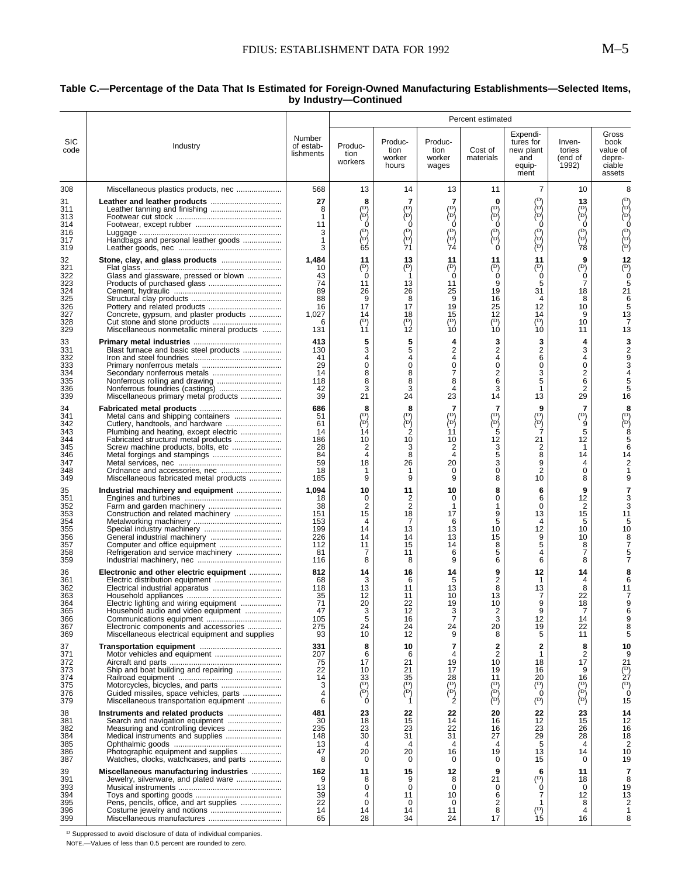**Table C.—Percentage of the Data That Is Estimated for Foreign-Owned Manufacturing Establishments—Selected Items, by Industry—Continued**

| SIC code | Industry | Number of estab-lishments | Percent estimated | | | | | | |
|---|---|---|---|---|---|---|---|---|---|
| | | | Produc-tion workers | Produc-tion worker hours | Produc-tion worker wages | Cost of materials | Expendi-tures for new plant and equip-ment | Inven-tories (end of 1992) | Gross book value of depre-ciable assets |
| 308 | Miscellaneous plastics products, nec | 568 | 13 | 14 | 13 | 11 | 7 | 10 | 8 |
| 31 | **Leather and leather products** | **27** | **8** | **7** | **7** | **0** | (D) | **13** | (D) |
| 311 | Leather tanning and finishing | 8 | (D) | (D) | (D) | (D) | (D) | (D) | (D) |
| 313 | Footwear cut stock | 1 | (D) | (D) | (D) | (D) | (D) | (D) | (D) |
| 314 | Footwear, except rubber | 11 | 0 | 0 | 0 | 0 | 0 | 0 | 0 |
| 316 | Luggage | 3 | (D) | (D) | (D) | (D) | (D) | (D) | (D) |
| 317 | Handbags and personal leather goods | 1 | (D) | (D) | (D) | (D) | (D) | (D) | (D) |
| 319 | Leather goods, nec | 3 | 65 | 71 | 74 | 0 | (D) | 78 | (D) |
| 32 | **Stone, clay, and glass products** | **1,484** | **11** | **13** | **11** | **11** | **11** | **9** | **12** |
| 321 | Flat glass | 10 | (D) | (D) | (D) | (D) | (D) | (D) | (D) |
| 322 | Glass and glassware, pressed or blown | 43 | 0 | 1 | 0 | 0 | 0 | 0 | 0 |
| 323 | Products of purchased glass | 74 | 11 | 13 | 11 | 9 | 5 | 7 | 5 |
| 324 | Cement, hydraulic | 89 | 26 | 26 | 25 | 19 | 31 | 18 | 21 |
| 325 | Structural clay products | 88 | 9 | 8 | 9 | 16 | 4 | 8 | 6 |
| 326 | Pottery and related products | 16 | 17 | 17 | 19 | 25 | 12 | 10 | 5 |
| 327 | Concrete, gypsum, and plaster products | 1,027 | 14 | 18 | 15 | 12 | 14 | 9 | 13 |
| 328 | Cut stone and stone products | 6 | (D) | (D) | (D) | (D) | (D) | 10 | 7 |
| 329 | Miscellaneous nonmetallic mineral products | 131 | 11 | 12 | 10 | 10 | 10 | 11 | 13 |
| 33 | **Primary metal industries** | **413** | **5** | **5** | **4** | **3** | **3** | **4** | **3** |
| 331 | Blast furnace and basic steel products | 130 | 3 | 5 | 2 | 2 | 2 | 3 | 2 |
| 332 | Iron and steel foundries | 41 | 4 | 4 | 4 | 4 | 6 | 4 | 9 |
| 333 | Primary nonferrous metals | 29 | 0 | 0 | 0 | 0 | 0 | 0 | 3 |
| 334 | Secondary nonferrous metals | 14 | 8 | 8 | 7 | 2 | 3 | 2 | 4 |
| 335 | Nonferrous rolling and drawing | 118 | 8 | 8 | 8 | 6 | 5 | 6 | 5 |
| 336 | Nonferrous foundries (castings) | 42 | 3 | 3 | 4 | 3 | 1 | 2 | 5 |
| 339 | Miscellaneous primary metal products | 39 | 21 | 24 | 23 | 14 | 13 | 29 | 16 |
| 34 | **Fabricated metal products** | **686** | **8** | **8** | **7** | **7** | **9** | **7** | **8** |
| 341 | Metal cans and shipping containers | 51 | (D) | (D) | (D) | (D) | (D) | (D) | (D) |
| 342 | Cutlery, handtools, and hardware | 61 | (D) | (D) | (D) | (D) | (D) | 9 | (D) |
| 343 | Plumbing and heating, except electric | 14 | 14 | 2 | 11 | 5 | 7 | 5 | 8 |
| 344 | Fabricated structural metal products | 186 | 10 | 10 | 10 | 12 | 21 | 12 | 5 |
| 345 | Screw machine products, bolts, etc | 28 | 2 | 3 | 2 | 3 | 2 | 1 | 6 |
| 346 | Metal forgings and stampings | 84 | 4 | 8 | 4 | 5 | 8 | 14 | 14 |
| 347 | Metal services, nec | 59 | 18 | 26 | 20 | 3 | 9 | 4 | 2 |
| 348 | Ordnance and accessories, nec | 18 | 1 | 1 | 0 | 0 | 2 | 0 | 1 |
| 349 | Miscellaneous fabricated metal products | 185 | 9 | 9 | 9 | 8 | 10 | 8 | 9 |
| 35 | **Industrial machinery and equipment** | **1,094** | **10** | **11** | **10** | **8** | **6** | **9** | **7** |
| 351 | Engines and turbines | 18 | 0 | 2 | 0 | 0 | 6 | 12 | 3 |
| 352 | Farm and garden machinery | 38 | 2 | 2 | 1 | 1 | 0 | 2 | 3 |
| 353 | Construction and related machinery | 151 | 15 | 18 | 17 | 9 | 13 | 15 | 11 |
| 354 | Metalworking machinery | 153 | 4 | 7 | 6 | 5 | 4 | 5 | 5 |
| 355 | Special industry machinery | 199 | 14 | 13 | 13 | 10 | 12 | 10 | 10 |
| 356 | General industrial machinery | 226 | 14 | 14 | 13 | 15 | 9 | 10 | 8 |
| 357 | Computer and office equipment | 112 | 11 | 15 | 14 | 8 | 5 | 8 | 7 |
| 358 | Refrigeration and service machinery | 81 | 7 | 11 | 6 | 5 | 4 | 7 | 5 |
| 359 | Industrial machinery, nec | 116 | 8 | 8 | 9 | 6 | 6 | 8 | 7 |
| 36 | **Electronic and other electric equipment** | **812** | **14** | **16** | **14** | **9** | **12** | **14** | **8** |
| 361 | Electric distribution equipment | 68 | 3 | 6 | 5 | 2 | 1 | 4 | 6 |
| 362 | Electrical industrial apparatus | 118 | 13 | 11 | 13 | 8 | 13 | 8 | 11 |
| 363 | Household appliances | 35 | 12 | 11 | 10 | 13 | 7 | 22 | 7 |
| 364 | Electric lighting and wiring equipment | 71 | 20 | 22 | 19 | 10 | 9 | 18 | 9 |
| 365 | Household audio and video equipment | 47 | 3 | 12 | 3 | 2 | 9 | 7 | 6 |
| 366 | Communications equipment | 105 | 5 | 16 | 7 | 3 | 12 | 14 | 9 |
| 367 | Electronic components and accessories | 275 | 24 | 24 | 24 | 20 | 19 | 22 | 8 |
| 369 | Miscellaneous electrical equipment and supplies | 93 | 10 | 12 | 9 | 8 | 5 | 11 | 5 |
| 37 | **Transportation equipment** | **331** | **8** | **10** | **7** | **2** | **2** | **8** | **10** |
| 371 | Motor vehicles and equipment | 207 | 6 | 6 | 4 | 2 | 1 | 2 | 9 |
| 372 | Aircraft and parts | 75 | 17 | 21 | 19 | 10 | 18 | 17 | 21 |
| 373 | Ship and boat building and repairing | 22 | 10 | 21 | 17 | 19 | 16 | 9 | (D) |
| 374 | Railroad equipment | 14 | 33 | 35 | 28 | 11 | 20 | 16 | 27 |
| 375 | Motorcycles, bicycles, and parts | 3 | (D) | (D) | (D) | (D) | (D) | (D) | (D) |
| 376 | Guided missiles, space vehicles, parts | 4 | (D) | (D) | (D) | (D) | 0 | (D) | 0 |
| 379 | Miscellaneous transportation equipment | 6 | 0 | 1 | 2 | (D) | (D) | (D) | 15 |
| 38 | **Instruments and related products** | **481** | **23** | **22** | **22** | **20** | **22** | **23** | **14** |
| 381 | Search and navigation equipment | 30 | 18 | 15 | 14 | 16 | 12 | 15 | 12 |
| 382 | Measuring and controlling devices | 235 | 23 | 23 | 22 | 16 | 23 | 26 | 16 |
| 384 | Medical instruments and supplies | 148 | 30 | 31 | 31 | 27 | 29 | 28 | 18 |
| 385 | Ophthalmic goods | 13 | 4 | 4 | 4 | 4 | 5 | 4 | 2 |
| 386 | Photographic equipment and supplies | 47 | 20 | 20 | 16 | 19 | 13 | 14 | 10 |
| 387 | Watches, clocks, watchcases, and parts | 8 | 0 | 0 | 0 | 0 | 15 | 0 | 19 |
| 39 | **Miscellaneous manufacturing industries** | **162** | **11** | **15** | **12** | **9** | **6** | **11** | **7** |
| 391 | Jewelry, silverware, and plated ware | 9 | 8 | 9 | 8 | 21 | (D) | 18 | 8 |
| 393 | Musical instruments | 13 | 0 | 0 | 0 | 0 | 0 | 0 | 19 |
| 394 | Toys and sporting goods | 39 | 4 | 11 | 10 | 6 | 7 | 12 | 13 |
| 395 | Pens, pencils, office, and art supplies | 22 | 0 | 0 | 0 | 2 | 1 | 8 | 2 |
| 396 | Costume jewelry and notions | 14 | 14 | 14 | 11 | 8 | (D) | 4 | 1 |
| 399 | Miscellaneous manufactures | 65 | 28 | 34 | 24 | 17 | 15 | 16 | 8 |

D Suppressed to avoid disclosure of data of individual companies.

NOTE.—Values of less than 0.5 percent are rounded to zero.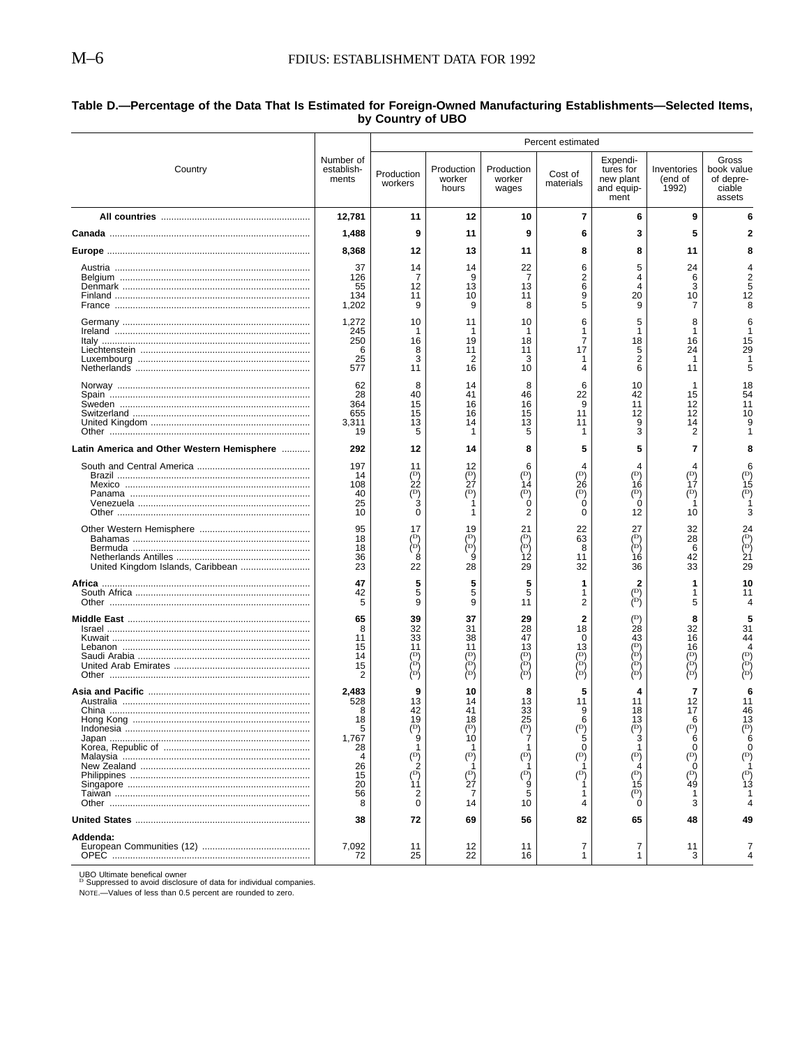**Table D.—Percentage of the Data That Is Estimated for Foreign-Owned Manufacturing Establishments—Selected Items, by Country of UBO**

| Country | Number of establish-ments | Percent estimated | | | | | | |
|---|---|---|---|---|---|---|---|---|
| | | Production workers | Production worker hours | Production worker wages | Cost of materials | Expendi-tures for new plant and equip-ment | Inventories (end of 1992) | Gross book value of depre-ciable assets |
| **All countries** | **12,781** | **11** | **12** | **10** | **7** | **6** | **9** | **6** |
| **Canada** | **1,488** | **9** | **11** | **9** | **6** | **3** | **5** | **2** |
| **Europe** | **8,368** | **12** | **13** | **11** | **8** | **8** | **11** | **8** |
| Austria | 37 | 14 | 14 | 22 | 6 | 5 | 24 | 4 |
| Belgium | 126 | 7 | 9 | 7 | 2 | 4 | 6 | 2 |
| Denmark | 55 | 12 | 13 | 13 | 6 | 4 | 3 | 5 |
| Finland | 134 | 11 | 10 | 11 | 9 | 20 | 10 | 12 |
| France | 1,202 | 9 | 9 | 8 | 5 | 9 | 7 | 8 |
| Germany | 1,272 | 10 | 11 | 10 | 6 | 5 | 8 | 6 |
| Ireland | 245 | 1 | 1 | 1 | 1 | 1 | 1 | 1 |
| Italy | 250 | 16 | 19 | 18 | 7 | 18 | 16 | 15 |
| Liechtenstein | 6 | 8 | 11 | 11 | 17 | 5 | 24 | 29 |
| Luxembourg | 25 | 3 | 2 | 3 | 1 | 2 | 1 | 1 |
| Netherlands | 577 | 11 | 16 | 10 | 4 | 6 | 11 | 5 |
| Norway | 62 | 8 | 14 | 8 | 6 | 10 | 1 | 18 |
| Spain | 28 | 40 | 41 | 46 | 22 | 42 | 15 | 54 |
| Sweden | 364 | 15 | 16 | 16 | 9 | 11 | 12 | 11 |
| Switzerland | 655 | 15 | 16 | 15 | 11 | 12 | 12 | 10 |
| United Kingdom | 3,311 | 13 | 14 | 13 | 11 | 9 | 14 | 9 |
| Other | 19 | 5 | 1 | 5 | 1 | 3 | 2 | 1 |
| **Latin America and Other Western Hemisphere** | **292** | **12** | **14** | **8** | **5** | **5** | **7** | **8** |
| South and Central America | 197 | 11 | 12 | 6 | 4 | 4 | 4 | 6 |
| Brazil | 14 | (D) | (D) | (D) | (D) | (D) | (D) | (D) |
| Mexico | 108 | 22 | 27 | 14 | 26 | 16 | 17 | 15 |
| Panama | 40 | (D) | (D) | (D) | (D) | (D) | (D) | (D) |
| Venezuela | 25 | 3 | 1 | 0 | 0 | 0 | 1 | 1 |
| Other | 10 | 0 | 1 | 2 | 0 | 12 | 10 | 3 |
| Other Western Hemisphere | 95 | 17 | 19 | 21 | 22 | 27 | 32 | 24 |
| Bahamas | 18 | (D) | (D) | (D) | 63 | (D) | 28 | (D) |
| Bermuda | 18 | (D) | (D) | (D) | 8 | (D) | 6 | (D) |
| Netherlands Antilles | 36 | 8 | 9 | 12 | 11 | 16 | 42 | 21 |
| United Kingdom Islands, Caribbean | 23 | 22 | 28 | 29 | 32 | 36 | 33 | 29 |
| **Africa** | **47** | **5** | **5** | **5** | **1** | **2** | **1** | **10** |
| South Africa | 42 | 5 | 5 | 5 | 1 | (D) | 1 | 11 |
| Other | 5 | 9 | 9 | 11 | 2 | (D) | 5 | 4 |
| **Middle East** | **65** | **39** | **37** | **29** | **2** | **(D)** | **8** | **5** |
| Israel | 8 | 32 | 31 | 28 | 18 | 28 | 32 | 31 |
| Kuwait | 11 | 33 | 38 | 47 | 0 | 43 | 16 | 44 |
| Lebanon | 15 | 11 | 11 | 13 | 13 | (D) | 16 | 4 |
| Saudi Arabia | 14 | (D) | (D) | (D) | (D) | (D) | (D) | (D) |
| United Arab Emirates | 15 | (D) | (D) | (D) | (D) | (D) | (D) | (D) |
| Other | 2 | (D) | (D) | (D) | (D) | (D) | (D) | (D) |
| **Asia and Pacific** | **2,483** | **9** | **10** | **8** | **5** | **4** | **7** | **6** |
| Australia | 528 | 13 | 14 | 13 | 11 | 11 | 12 | 11 |
| China | 8 | 42 | 41 | 33 | 9 | 18 | 17 | 46 |
| Hong Kong | 18 | 19 | 18 | 25 | 6 | 13 | 6 | 13 |
| Indonesia | 5 | (D) | (D) | (D) | (D) | (D) | (D) | (D) |
| Japan | 1,767 | 9 | 10 | 7 | 5 | 3 | 6 | 6 |
| Korea, Republic of | 28 | 1 | 1 | 1 | 0 | 1 | 0 | 0 |
| Malaysia | 4 | (D) | (D) | (D) | (D) | (D) | (D) | (D) |
| New Zealand | 26 | 2 | 1 | 1 | 1 | 4 | 0 | 1 |
| Philippines | 15 | (D) | (D) | (D) | (D) | (D) | (D) | (D) |
| Singapore | 20 | 11 | 27 | 9 | 1 | 15 | 49 | 13 |
| Taiwan | 56 | 2 | 7 | 5 | 1 | (D) | 1 | 1 |
| Other | 8 | 0 | 14 | 10 | 4 | 0 | 3 | 4 |
| **United States** | **38** | **72** | **69** | **56** | **82** | **65** | **48** | **49** |
| **Addenda:** | | | | | | | | |
| European Communities (12) | 7,092 | 11 | 12 | 11 | 7 | 7 | 11 | 7 |
| OPEC | 72 | 25 | 22 | 16 | 1 | 1 | 3 | 4 |

UBO Ultimate benefical owner
D Suppressed to avoid disclosure of data for individual companies.
NOTE.—Values of less than 0.5 percent are rounded to zero.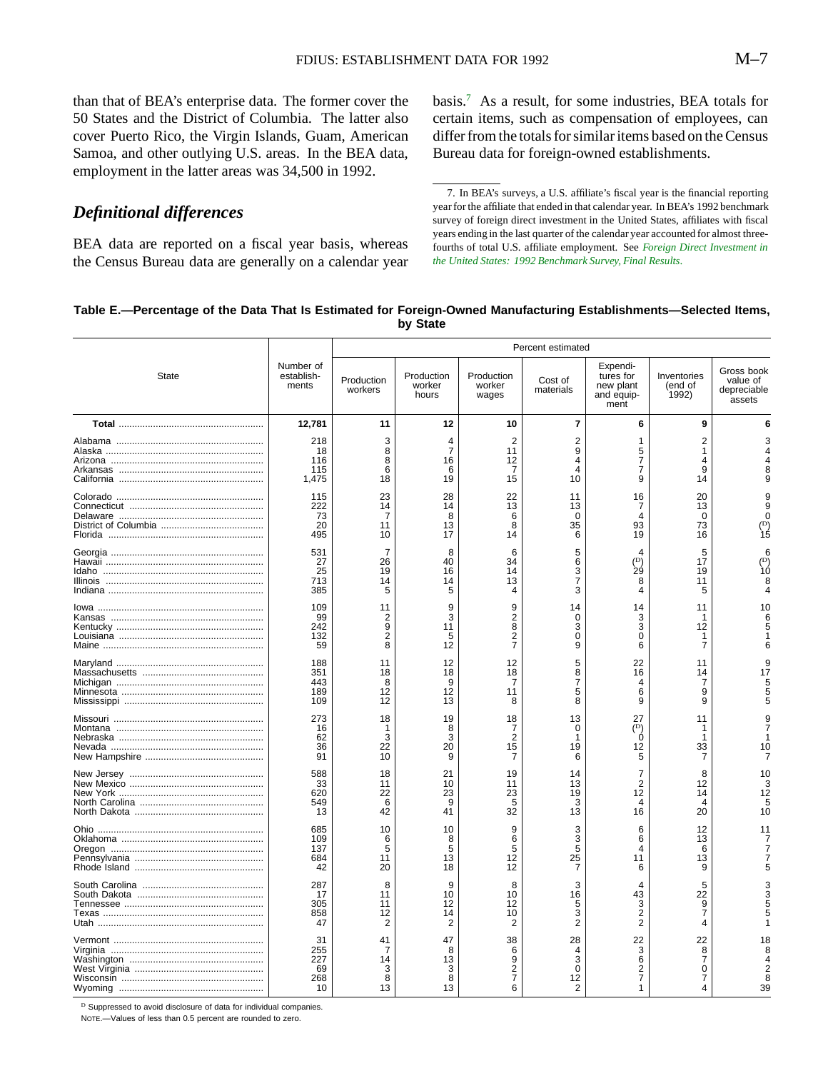than that of BEA's enterprise data. The former cover the 50 States and the District of Columbia. The latter also cover Puerto Rico, the Virgin Islands, Guam, American Samoa, and other outlying U.S. areas. In the BEA data, employment in the latter areas was 34,500 in 1992.

## *Definitional differences*

BEA data are reported on a fiscal year basis, whereas the Census Bureau data are generally on a calendar year basis.[7] As a result, for some industries, BEA totals for certain items, such as compensation of employees, can differ from the totals for similar items based on the Census Bureau data for foreign-owned establishments.

7. In BEA's surveys, a U.S. affiliate's fiscal year is the financial reporting year for the affiliate that ended in that calendar year. In BEA's 1992 benchmark survey of foreign direct investment in the United States, affiliates with fiscal years ending in the last quarter of the calendar year accounted for almost three-fourths of total U.S. affiliate employment. See *Foreign Direct Investment in the United States: 1992 Benchmark Survey, Final Results*.

**Table E.—Percentage of the Data That Is Estimated for Foreign-Owned Manufacturing Establishments—Selected Items, by State**

| State | Number of establishments | Percent estimated | | | | | | |
|---|---|---|---|---|---|---|---|---|
| | | Production workers | Production worker hours | Production worker wages | Cost of materials | Expenditures for new plant and equipment | Inventories (end of 1992) | Gross book value of depreciable assets |
| **Total** | **12,781** | **11** | **12** | **10** | **7** | **6** | **9** | **6** |
| Alabama | 218 | 3 | 4 | 2 | 2 | 1 | 2 | 3 |
| Alaska | 18 | 8 | 7 | 11 | 9 | 5 | 1 | 4 |
| Arizona | 116 | 8 | 16 | 12 | 4 | 7 | 4 | 4 |
| Arkansas | 115 | 6 | 6 | 7 | 4 | 7 | 9 | 8 |
| California | 1,475 | 18 | 19 | 15 | 10 | 9 | 14 | 9 |
| Colorado | 115 | 23 | 28 | 22 | 11 | 16 | 20 | 9 |
| Connecticut | 222 | 14 | 14 | 13 | 13 | 7 | 13 | 9 |
| Delaware | 73 | 7 | 8 | 6 | 0 | 4 | 0 | 0 |
| District of Columbia | 20 | 11 | 13 | 8 | 35 | 93 | 73 | (D) |
| Florida | 495 | 10 | 17 | 14 | 6 | 19 | 16 | 15 |
| Georgia | 531 | 7 | 8 | 6 | 5 | 4 | 5 | 6 |
| Hawaii | 27 | 26 | 40 | 34 | 6 | (D) | 17 | (D) |
| Idaho | 25 | 19 | 16 | 14 | 3 | 29 | 19 | 10 |
| Illinois | 713 | 14 | 14 | 13 | 7 | 8 | 11 | 8 |
| Indiana | 385 | 5 | 5 | 4 | 3 | 4 | 5 | 4 |
| Iowa | 109 | 11 | 9 | 9 | 14 | 14 | 11 | 10 |
| Kansas | 99 | 2 | 3 | 2 | 0 | 3 | 1 | 6 |
| Kentucky | 242 | 9 | 11 | 8 | 3 | 3 | 12 | 5 |
| Louisiana | 132 | 2 | 5 | 2 | 0 | 0 | 1 | 1 |
| Maine | 59 | 8 | 12 | 7 | 9 | 6 | 7 | 6 |
| Maryland | 188 | 11 | 12 | 12 | 5 | 22 | 11 | 9 |
| Massachusetts | 351 | 18 | 18 | 18 | 8 | 16 | 14 | 17 |
| Michigan | 443 | 8 | 9 | 7 | 7 | 4 | 7 | 5 |
| Minnesota | 189 | 12 | 12 | 11 | 5 | 6 | 9 | 5 |
| Mississippi | 109 | 12 | 13 | 8 | 8 | 9 | 9 | 5 |
| Missouri | 273 | 18 | 19 | 18 | 13 | 27 | 11 | 9 |
| Montana | 16 | 1 | 8 | 7 | 0 | (D) | 1 | 7 |
| Nebraska | 62 | 3 | 3 | 2 | 1 | 0 | 1 | 1 |
| Nevada | 36 | 22 | 20 | 15 | 19 | 12 | 33 | 10 |
| New Hampshire | 91 | 10 | 9 | 7 | 6 | 5 | 7 | 7 |
| New Jersey | 588 | 18 | 21 | 19 | 14 | 7 | 8 | 10 |
| New Mexico | 33 | 11 | 10 | 11 | 13 | 2 | 12 | 3 |
| New York | 620 | 22 | 23 | 23 | 19 | 12 | 14 | 12 |
| North Carolina | 549 | 6 | 9 | 5 | 3 | 4 | 4 | 5 |
| North Dakota | 13 | 42 | 41 | 32 | 13 | 16 | 20 | 10 |
| Ohio | 685 | 10 | 10 | 9 | 3 | 6 | 12 | 11 |
| Oklahoma | 109 | 6 | 8 | 6 | 3 | 6 | 13 | 7 |
| Oregon | 137 | 5 | 5 | 5 | 5 | 4 | 6 | 7 |
| Pennsylvania | 684 | 11 | 13 | 12 | 25 | 11 | 13 | 7 |
| Rhode Island | 42 | 20 | 18 | 12 | 7 | 6 | 9 | 5 |
| South Carolina | 287 | 8 | 9 | 8 | 3 | 4 | 5 | 3 |
| South Dakota | 17 | 11 | 10 | 10 | 16 | 43 | 22 | 3 |
| Tennessee | 305 | 11 | 12 | 12 | 5 | 3 | 9 | 5 |
| Texas | 858 | 12 | 14 | 10 | 3 | 2 | 7 | 5 |
| Utah | 47 | 2 | 2 | 2 | 2 | 2 | 4 | 1 |
| Vermont | 31 | 41 | 47 | 38 | 28 | 22 | 22 | 18 |
| Virginia | 255 | 7 | 8 | 6 | 4 | 3 | 8 | 8 |
| Washington | 227 | 14 | 13 | 9 | 3 | 6 | 7 | 4 |
| West Virginia | 69 | 3 | 3 | 2 | 0 | 2 | 0 | 2 |
| Wisconsin | 268 | 8 | 8 | 7 | 12 | 7 | 7 | 8 |
| Wyoming | 10 | 13 | 13 | 6 | 2 | 1 | 4 | 39 |

D Suppressed to avoid disclosure of data for individual companies.

NOTE.—Values of less than 0.5 percent are rounded to zero.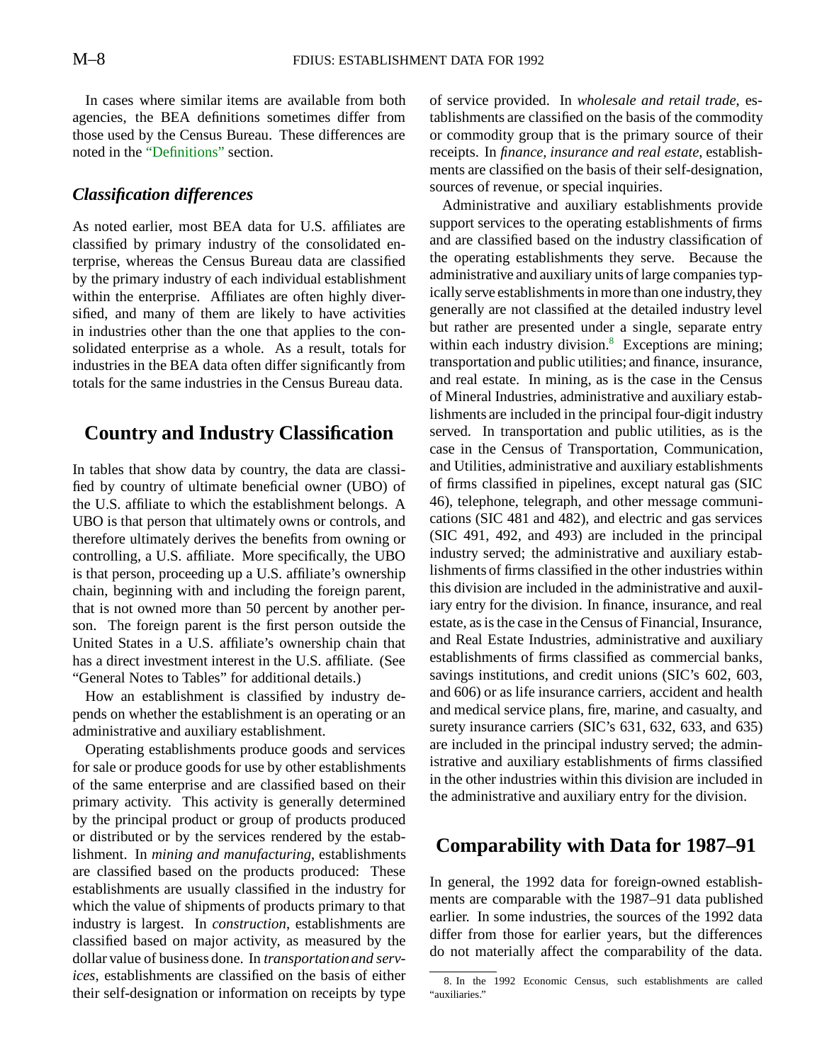In cases where similar items are available from both agencies, the BEA definitions sometimes differ from those used by the Census Bureau. These differences are noted in the "Definitions" section.

### *Classification differences*

As noted earlier, most BEA data for U.S. affiliates are classified by primary industry of the consolidated enterprise, whereas the Census Bureau data are classified by the primary industry of each individual establishment within the enterprise. Affiliates are often highly diversified, and many of them are likely to have activities in industries other than the one that applies to the consolidated enterprise as a whole. As a result, totals for industries in the BEA data often differ significantly from totals for the same industries in the Census Bureau data.

## Country and Industry Classification

In tables that show data by country, the data are classified by country of ultimate beneficial owner (UBO) of the U.S. affiliate to which the establishment belongs. A UBO is that person that ultimately owns or controls, and therefore ultimately derives the benefits from owning or controlling, a U.S. affiliate. More specifically, the UBO is that person, proceeding up a U.S. affiliate's ownership chain, beginning with and including the foreign parent, that is not owned more than 50 percent by another person. The foreign parent is the first person outside the United States in a U.S. affiliate's ownership chain that has a direct investment interest in the U.S. affiliate. (See "General Notes to Tables" for additional details.)

How an establishment is classified by industry depends on whether the establishment is an operating or an administrative and auxiliary establishment.

Operating establishments produce goods and services for sale or produce goods for use by other establishments of the same enterprise and are classified based on their primary activity. This activity is generally determined by the principal product or group of products produced or distributed or by the services rendered by the establishment. In *mining and manufacturing*, establishments are classified based on the products produced: These establishments are usually classified in the industry for which the value of shipments of products primary to that industry is largest. In *construction*, establishments are classified based on major activity, as measured by the dollar value of business done. In *transportation and services*, establishments are classified on the basis of either their self-designation or information on receipts by type of service provided. In *wholesale and retail trade*, establishments are classified on the basis of the commodity or commodity group that is the primary source of their receipts. In *finance, insurance and real estate*, establishments are classified on the basis of their self-designation, sources of revenue, or special inquiries.

Administrative and auxiliary establishments provide support services to the operating establishments of firms and are classified based on the industry classification of the operating establishments they serve. Because the administrative and auxiliary units of large companies typically serve establishments in more than one industry, they generally are not classified at the detailed industry level but rather are presented under a single, separate entry within each industry division.[8] Exceptions are mining; transportation and public utilities; and finance, insurance, and real estate. In mining, as is the case in the Census of Mineral Industries, administrative and auxiliary establishments are included in the principal four-digit industry served. In transportation and public utilities, as is the case in the Census of Transportation, Communication, and Utilities, administrative and auxiliary establishments of firms classified in pipelines, except natural gas (SIC 46), telephone, telegraph, and other message communications (SIC 481 and 482), and electric and gas services (SIC 491, 492, and 493) are included in the principal industry served; the administrative and auxiliary establishments of firms classified in the other industries within this division are included in the administrative and auxiliary entry for the division. In finance, insurance, and real estate, as is the case in the Census of Financial, Insurance, and Real Estate Industries, administrative and auxiliary establishments of firms classified as commercial banks, savings institutions, and credit unions (SIC's 602, 603, and 606) or as life insurance carriers, accident and health and medical service plans, fire, marine, and casualty, and surety insurance carriers (SIC's 631, 632, 633, and 635) are included in the principal industry served; the administrative and auxiliary establishments of firms classified in the other industries within this division are included in the administrative and auxiliary entry for the division.

## Comparability with Data for 1987–91

In general, the 1992 data for foreign-owned establishments are comparable with the 1987–91 data published earlier. In some industries, the sources of the 1992 data differ from those for earlier years, but the differences do not materially affect the comparability of the data.

8. In the 1992 Economic Census, such establishments are called "auxiliaries."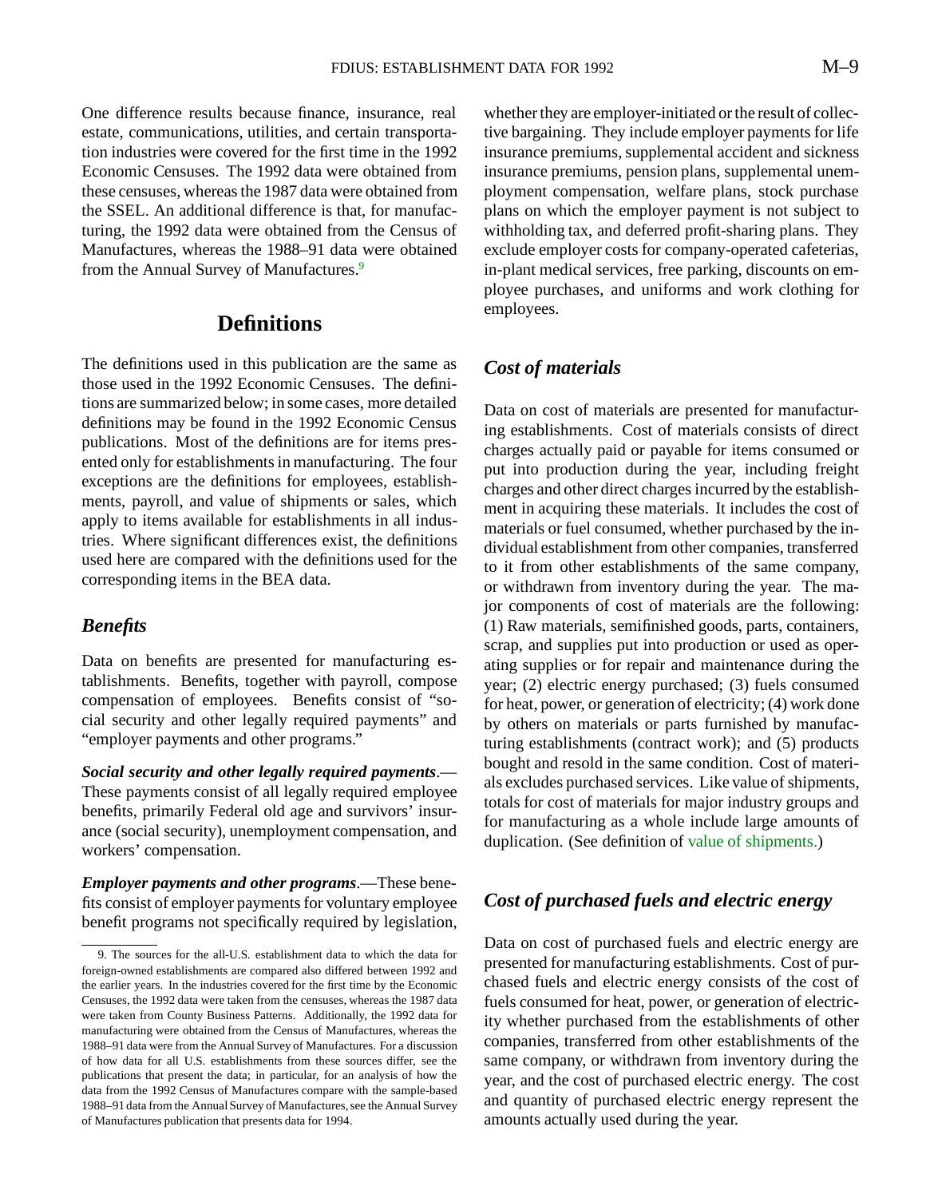One difference results because finance, insurance, real estate, communications, utilities, and certain transportation industries were covered for the first time in the 1992 Economic Censuses. The 1992 data were obtained from these censuses, whereas the 1987 data were obtained from the SSEL. An additional difference is that, for manufacturing, the 1992 data were obtained from the Census of Manufactures, whereas the 1988–91 data were obtained from the Annual Survey of Manufactures.[9]

## Definitions

The definitions used in this publication are the same as those used in the 1992 Economic Censuses. The definitions are summarized below; in some cases, more detailed definitions may be found in the 1992 Economic Census publications. Most of the definitions are for items presented only for establishments in manufacturing. The four exceptions are the definitions for employees, establishments, payroll, and value of shipments or sales, which apply to items available for establishments in all industries. Where significant differences exist, the definitions used here are compared with the definitions used for the corresponding items in the BEA data.

### *Benefits*

Data on benefits are presented for manufacturing establishments. Benefits, together with payroll, compose compensation of employees. Benefits consist of "social security and other legally required payments" and "employer payments and other programs."

***Social security and other legally required payments***.—These payments consist of all legally required employee benefits, primarily Federal old age and survivors' insurance (social security), unemployment compensation, and workers' compensation.

***Employer payments and other programs***.—These benefits consist of employer payments for voluntary employee benefit programs not specifically required by legislation, whether they are employer-initiated or the result of collective bargaining. They include employer payments for life insurance premiums, supplemental accident and sickness insurance premiums, pension plans, supplemental unemployment compensation, welfare plans, stock purchase plans on which the employer payment is not subject to withholding tax, and deferred profit-sharing plans. They exclude employer costs for company-operated cafeterias, in-plant medical services, free parking, discounts on employee purchases, and uniforms and work clothing for employees.

### *Cost of materials*

Data on cost of materials are presented for manufacturing establishments. Cost of materials consists of direct charges actually paid or payable for items consumed or put into production during the year, including freight charges and other direct charges incurred by the establishment in acquiring these materials. It includes the cost of materials or fuel consumed, whether purchased by the individual establishment from other companies, transferred to it from other establishments of the same company, or withdrawn from inventory during the year. The major components of cost of materials are the following: (1) Raw materials, semifinished goods, parts, containers, scrap, and supplies put into production or used as operating supplies or for repair and maintenance during the year; (2) electric energy purchased; (3) fuels consumed for heat, power, or generation of electricity; (4) work done by others on materials or parts furnished by manufacturing establishments (contract work); and (5) products bought and resold in the same condition. Cost of materials excludes purchased services. Like value of shipments, totals for cost of materials for major industry groups and for manufacturing as a whole include large amounts of duplication. (See definition of value of shipments.)

### *Cost of purchased fuels and electric energy*

Data on cost of purchased fuels and electric energy are presented for manufacturing establishments. Cost of purchased fuels and electric energy consists of the cost of fuels consumed for heat, power, or generation of electricity whether purchased from the establishments of other companies, transferred from other establishments of the same company, or withdrawn from inventory during the year, and the cost of purchased electric energy. The cost and quantity of purchased electric energy represent the amounts actually used during the year.

---

9. The sources for the all-U.S. establishment data to which the data for foreign-owned establishments are compared also differed between 1992 and the earlier years. In the industries covered for the first time by the Economic Censuses, the 1992 data were taken from the censuses, whereas the 1987 data were taken from County Business Patterns. Additionally, the 1992 data for manufacturing were obtained from the Census of Manufactures, whereas the 1988–91 data were from the Annual Survey of Manufactures. For a discussion of how data for all U.S. establishments from these sources differ, see the publications that present the data; in particular, for an analysis of how the data from the 1992 Census of Manufactures compare with the sample-based 1988–91 data from the Annual Survey of Manufactures, see the Annual Survey of Manufactures publication that presents data for 1994.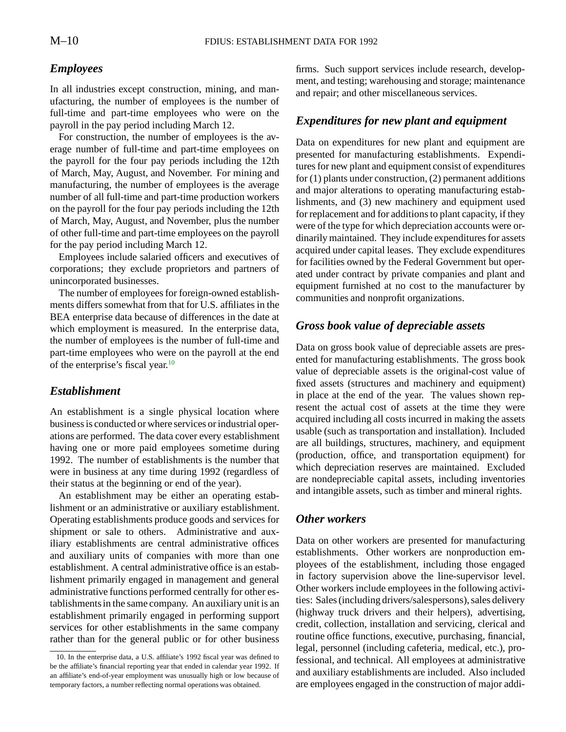### *Employees*

In all industries except construction, mining, and manufacturing, the number of employees is the number of full-time and part-time employees who were on the payroll in the pay period including March 12.

For construction, the number of employees is the average number of full-time and part-time employees on the payroll for the four pay periods including the 12th of March, May, August, and November. For mining and manufacturing, the number of employees is the average number of all full-time and part-time production workers on the payroll for the four pay periods including the 12th of March, May, August, and November, plus the number of other full-time and part-time employees on the payroll for the pay period including March 12.

Employees include salaried officers and executives of corporations; they exclude proprietors and partners of unincorporated businesses.

The number of employees for foreign-owned establishments differs somewhat from that for U.S. affiliates in the BEA enterprise data because of differences in the date at which employment is measured. In the enterprise data, the number of employees is the number of full-time and part-time employees who were on the payroll at the end of the enterprise's fiscal year.[10]

### *Establishment*

An establishment is a single physical location where business is conducted or where services or industrial operations are performed. The data cover every establishment having one or more paid employees sometime during 1992. The number of establishments is the number that were in business at any time during 1992 (regardless of their status at the beginning or end of the year).

An establishment may be either an operating establishment or an administrative or auxiliary establishment. Operating establishments produce goods and services for shipment or sale to others. Administrative and auxiliary establishments are central administrative offices and auxiliary units of companies with more than one establishment. A central administrative office is an establishment primarily engaged in management and general administrative functions performed centrally for other establishments in the same company. An auxiliary unit is an establishment primarily engaged in performing support services for other establishments in the same company rather than for the general public or for other business firms. Such support services include research, development, and testing; warehousing and storage; maintenance and repair; and other miscellaneous services.

10. In the enterprise data, a U.S. affiliate's 1992 fiscal year was defined to be the affiliate's financial reporting year that ended in calendar year 1992. If an affiliate's end-of-year employment was unusually high or low because of temporary factors, a number reflecting normal operations was obtained.

### *Expenditures for new plant and equipment*

Data on expenditures for new plant and equipment are presented for manufacturing establishments. Expenditures for new plant and equipment consist of expenditures for (1) plants under construction, (2) permanent additions and major alterations to operating manufacturing establishments, and (3) new machinery and equipment used for replacement and for additions to plant capacity, if they were of the type for which depreciation accounts were ordinarily maintained. They include expenditures for assets acquired under capital leases. They exclude expenditures for facilities owned by the Federal Government but operated under contract by private companies and plant and equipment furnished at no cost to the manufacturer by communities and nonprofit organizations.

### *Gross book value of depreciable assets*

Data on gross book value of depreciable assets are presented for manufacturing establishments. The gross book value of depreciable assets is the original-cost value of fixed assets (structures and machinery and equipment) in place at the end of the year. The values shown represent the actual cost of assets at the time they were acquired including all costs incurred in making the assets usable (such as transportation and installation). Included are all buildings, structures, machinery, and equipment (production, office, and transportation equipment) for which depreciation reserves are maintained. Excluded are nondepreciable capital assets, including inventories and intangible assets, such as timber and mineral rights.

### *Other workers*

Data on other workers are presented for manufacturing establishments. Other workers are nonproduction employees of the establishment, including those engaged in factory supervision above the line-supervisor level. Other workers include employees in the following activities: Sales (including drivers/salespersons), sales delivery (highway truck drivers and their helpers), advertising, credit, collection, installation and servicing, clerical and routine office functions, executive, purchasing, financial, legal, personnel (including cafeteria, medical, etc.), professional, and technical. All employees at administrative and auxiliary establishments are included. Also included are employees engaged in the construction of major addi-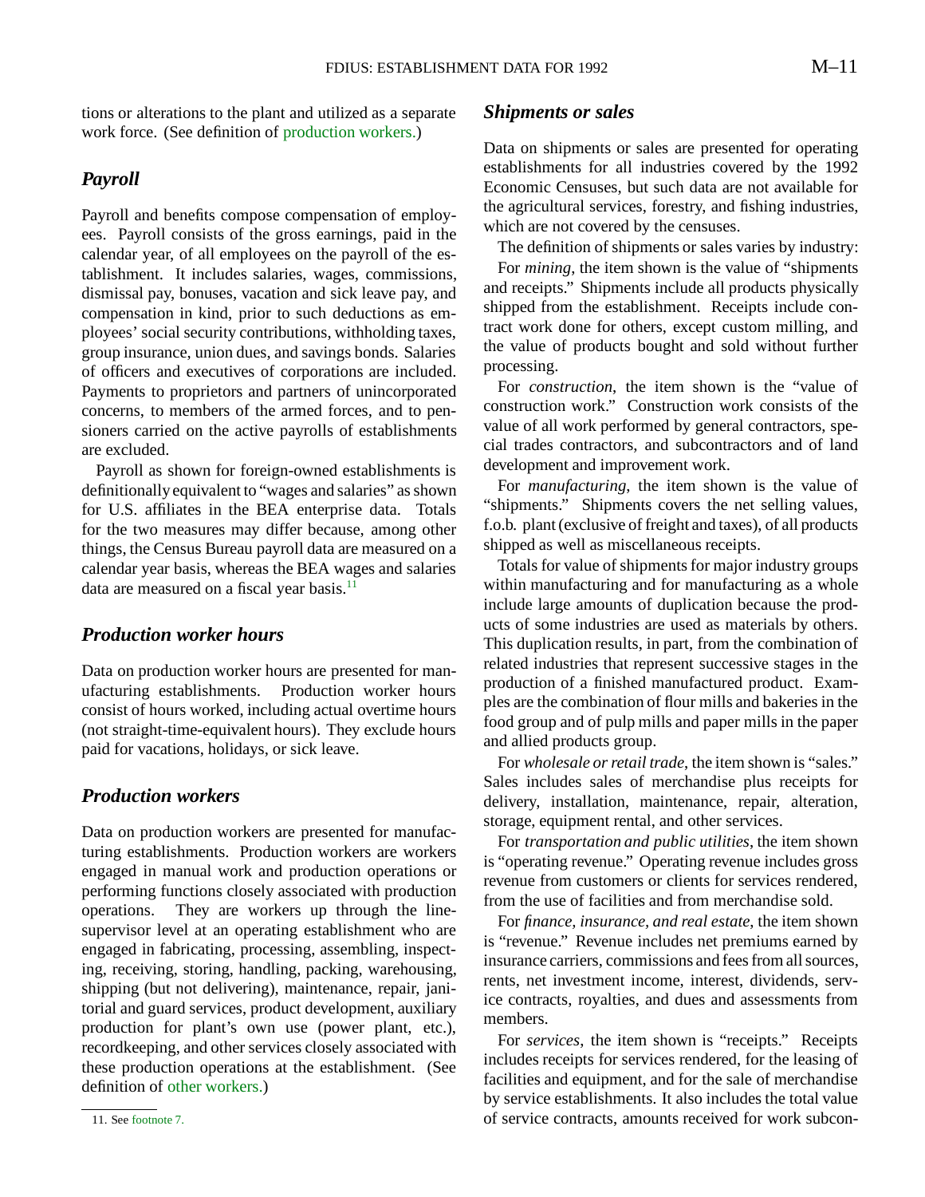tions or alterations to the plant and utilized as a separate work force. (See definition of production workers.)

### *Payroll*

Payroll and benefits compose compensation of employees. Payroll consists of the gross earnings, paid in the calendar year, of all employees on the payroll of the establishment. It includes salaries, wages, commissions, dismissal pay, bonuses, vacation and sick leave pay, and compensation in kind, prior to such deductions as employees' social security contributions, withholding taxes, group insurance, union dues, and savings bonds. Salaries of officers and executives of corporations are included. Payments to proprietors and partners of unincorporated concerns, to members of the armed forces, and to pensioners carried on the active payrolls of establishments are excluded.

Payroll as shown for foreign-owned establishments is definitionally equivalent to "wages and salaries" as shown for U.S. affiliates in the BEA enterprise data. Totals for the two measures may differ because, among other things, the Census Bureau payroll data are measured on a calendar year basis, whereas the BEA wages and salaries data are measured on a fiscal year basis.[11]

### *Production worker hours*

Data on production worker hours are presented for manufacturing establishments. Production worker hours consist of hours worked, including actual overtime hours (not straight-time-equivalent hours). They exclude hours paid for vacations, holidays, or sick leave.

### *Production workers*

Data on production workers are presented for manufacturing establishments. Production workers are workers engaged in manual work and production operations or performing functions closely associated with production operations. They are workers up through the line-supervisor level at an operating establishment who are engaged in fabricating, processing, assembling, inspecting, receiving, storing, handling, packing, warehousing, shipping (but not delivering), maintenance, repair, janitorial and guard services, product development, auxiliary production for plant's own use (power plant, etc.), recordkeeping, and other services closely associated with these production operations at the establishment. (See definition of other workers.)

11. See footnote 7.

### *Shipments or sales*

Data on shipments or sales are presented for operating establishments for all industries covered by the 1992 Economic Censuses, but such data are not available for the agricultural services, forestry, and fishing industries, which are not covered by the censuses.

The definition of shipments or sales varies by industry:

For *mining*, the item shown is the value of "shipments and receipts." Shipments include all products physically shipped from the establishment. Receipts include contract work done for others, except custom milling, and the value of products bought and sold without further processing.

For *construction*, the item shown is the "value of construction work." Construction work consists of the value of all work performed by general contractors, special trades contractors, and subcontractors and of land development and improvement work.

For *manufacturing*, the item shown is the value of "shipments." Shipments covers the net selling values, f.o.b. plant (exclusive of freight and taxes), of all products shipped as well as miscellaneous receipts.

Totals for value of shipments for major industry groups within manufacturing and for manufacturing as a whole include large amounts of duplication because the products of some industries are used as materials by others. This duplication results, in part, from the combination of related industries that represent successive stages in the production of a finished manufactured product. Examples are the combination of flour mills and bakeries in the food group and of pulp mills and paper mills in the paper and allied products group.

For *wholesale or retail trade*, the item shown is "sales." Sales includes sales of merchandise plus receipts for delivery, installation, maintenance, repair, alteration, storage, equipment rental, and other services.

For *transportation and public utilities*, the item shown is "operating revenue." Operating revenue includes gross revenue from customers or clients for services rendered, from the use of facilities and from merchandise sold.

For *finance, insurance, and real estate*, the item shown is "revenue." Revenue includes net premiums earned by insurance carriers, commissions and fees from all sources, rents, net investment income, interest, dividends, service contracts, royalties, and dues and assessments from members.

For *services*, the item shown is "receipts." Receipts includes receipts for services rendered, for the leasing of facilities and equipment, and for the sale of merchandise by service establishments. It also includes the total value of service contracts, amounts received for work subcon-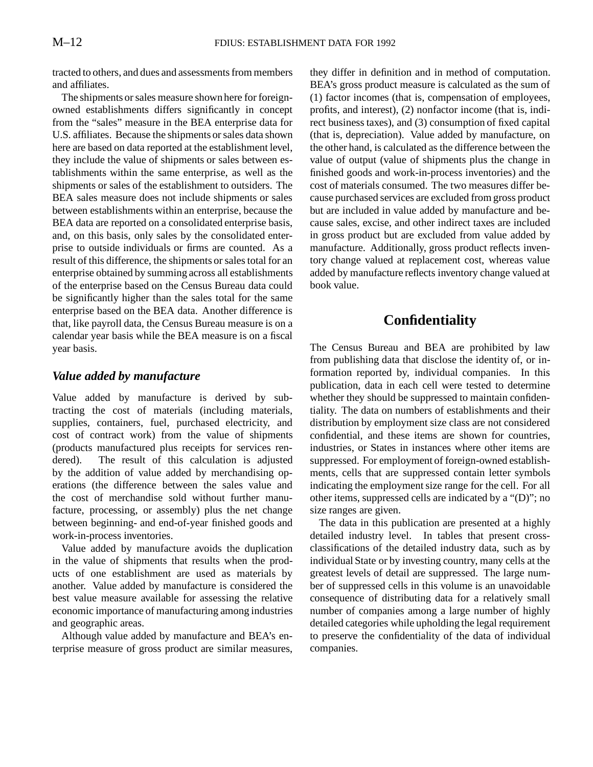tracted to others, and dues and assessments from members and affiliates.

The shipments or sales measure shown here for foreign-owned establishments differs significantly in concept from the "sales" measure in the BEA enterprise data for U.S. affiliates. Because the shipments or sales data shown here are based on data reported at the establishment level, they include the value of shipments or sales between establishments within the same enterprise, as well as the shipments or sales of the establishment to outsiders. The BEA sales measure does not include shipments or sales between establishments within an enterprise, because the BEA data are reported on a consolidated enterprise basis, and, on this basis, only sales by the consolidated enterprise to outside individuals or firms are counted. As a result of this difference, the shipments or sales total for an enterprise obtained by summing across all establishments of the enterprise based on the Census Bureau data could be significantly higher than the sales total for the same enterprise based on the BEA data. Another difference is that, like payroll data, the Census Bureau measure is on a calendar year basis while the BEA measure is on a fiscal year basis.

### *Value added by manufacture*

Value added by manufacture is derived by subtracting the cost of materials (including materials, supplies, containers, fuel, purchased electricity, and cost of contract work) from the value of shipments (products manufactured plus receipts for services rendered). The result of this calculation is adjusted by the addition of value added by merchandising operations (the difference between the sales value and the cost of merchandise sold without further manufacture, processing, or assembly) plus the net change between beginning- and end-of-year finished goods and work-in-process inventories.

Value added by manufacture avoids the duplication in the value of shipments that results when the products of one establishment are used as materials by another. Value added by manufacture is considered the best value measure available for assessing the relative economic importance of manufacturing among industries and geographic areas.

Although value added by manufacture and BEA's enterprise measure of gross product are similar measures, they differ in definition and in method of computation. BEA's gross product measure is calculated as the sum of (1) factor incomes (that is, compensation of employees, profits, and interest), (2) nonfactor income (that is, indirect business taxes), and (3) consumption of fixed capital (that is, depreciation). Value added by manufacture, on the other hand, is calculated as the difference between the value of output (value of shipments plus the change in finished goods and work-in-process inventories) and the cost of materials consumed. The two measures differ because purchased services are excluded from gross product but are included in value added by manufacture and because sales, excise, and other indirect taxes are included in gross product but are excluded from value added by manufacture. Additionally, gross product reflects inventory change valued at replacement cost, whereas value added by manufacture reflects inventory change valued at book value.

## Confidentiality

The Census Bureau and BEA are prohibited by law from publishing data that disclose the identity of, or information reported by, individual companies. In this publication, data in each cell were tested to determine whether they should be suppressed to maintain confidentiality. The data on numbers of establishments and their distribution by employment size class are not considered confidential, and these items are shown for countries, industries, or States in instances where other items are suppressed. For employment of foreign-owned establishments, cells that are suppressed contain letter symbols indicating the employment size range for the cell. For all other items, suppressed cells are indicated by a "(D)"; no size ranges are given.

The data in this publication are presented at a highly detailed industry level. In tables that present cross-classifications of the detailed industry data, such as by individual State or by investing country, many cells at the greatest levels of detail are suppressed. The large number of suppressed cells in this volume is an unavoidable consequence of distributing data for a relatively small number of companies among a large number of highly detailed categories while upholding the legal requirement to preserve the confidentiality of the data of individual companies.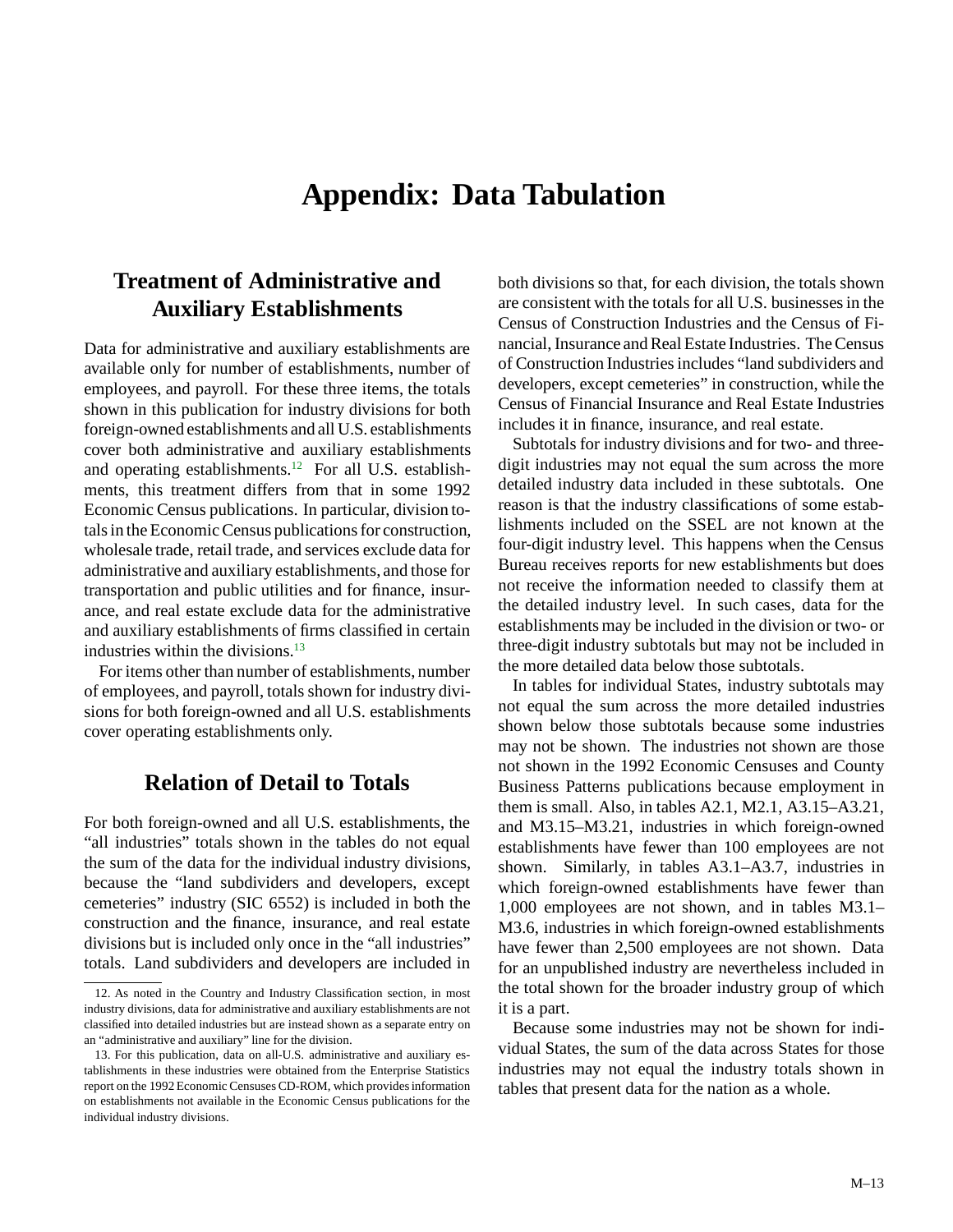# Appendix: Data Tabulation

## Treatment of Administrative and Auxiliary Establishments

Data for administrative and auxiliary establishments are available only for number of establishments, number of employees, and payroll. For these three items, the totals shown in this publication for industry divisions for both foreign-owned establishments and all U.S. establishments cover both administrative and auxiliary establishments and operating establishments.[12] For all U.S. establishments, this treatment differs from that in some 1992 Economic Census publications. In particular, division totals in the Economic Census publications for construction, wholesale trade, retail trade, and services exclude data for administrative and auxiliary establishments, and those for transportation and public utilities and for finance, insurance, and real estate exclude data for the administrative and auxiliary establishments of firms classified in certain industries within the divisions.[13]

For items other than number of establishments, number of employees, and payroll, totals shown for industry divisions for both foreign-owned and all U.S. establishments cover operating establishments only.

## Relation of Detail to Totals

For both foreign-owned and all U.S. establishments, the "all industries" totals shown in the tables do not equal the sum of the data for the individual industry divisions, because the "land subdividers and developers, except cemeteries" industry (SIC 6552) is included in both the construction and the finance, insurance, and real estate divisions but is included only once in the "all industries" totals. Land subdividers and developers are included in both divisions so that, for each division, the totals shown are consistent with the totals for all U.S. businesses in the Census of Construction Industries and the Census of Financial, Insurance and Real Estate Industries. The Census of Construction Industries includes "land subdividers and developers, except cemeteries" in construction, while the Census of Financial Insurance and Real Estate Industries includes it in finance, insurance, and real estate.

Subtotals for industry divisions and for two- and three-digit industries may not equal the sum across the more detailed industry data included in these subtotals. One reason is that the industry classifications of some establishments included on the SSEL are not known at the four-digit industry level. This happens when the Census Bureau receives reports for new establishments but does not receive the information needed to classify them at the detailed industry level. In such cases, data for the establishments may be included in the division or two- or three-digit industry subtotals but may not be included in the more detailed data below those subtotals.

In tables for individual States, industry subtotals may not equal the sum across the more detailed industries shown below those subtotals because some industries may not be shown. The industries not shown are those not shown in the 1992 Economic Censuses and County Business Patterns publications because employment in them is small. Also, in tables A2.1, M2.1, A3.15–A3.21, and M3.15–M3.21, industries in which foreign-owned establishments have fewer than 100 employees are not shown. Similarly, in tables A3.1–A3.7, industries in which foreign-owned establishments have fewer than 1,000 employees are not shown, and in tables M3.1–M3.6, industries in which foreign-owned establishments have fewer than 2,500 employees are not shown. Data for an unpublished industry are nevertheless included in the total shown for the broader industry group of which it is a part.

Because some industries may not be shown for individual States, the sum of the data across States for those industries may not equal the industry totals shown in tables that present data for the nation as a whole.

---

12. As noted in the Country and Industry Classification section, in most industry divisions, data for administrative and auxiliary establishments are not classified into detailed industries but are instead shown as a separate entry on an "administrative and auxiliary" line for the division.

13. For this publication, data on all-U.S. administrative and auxiliary establishments in these industries were obtained from the Enterprise Statistics report on the 1992 Economic Censuses CD-ROM, which provides information on establishments not available in the Economic Census publications for the individual industry divisions.